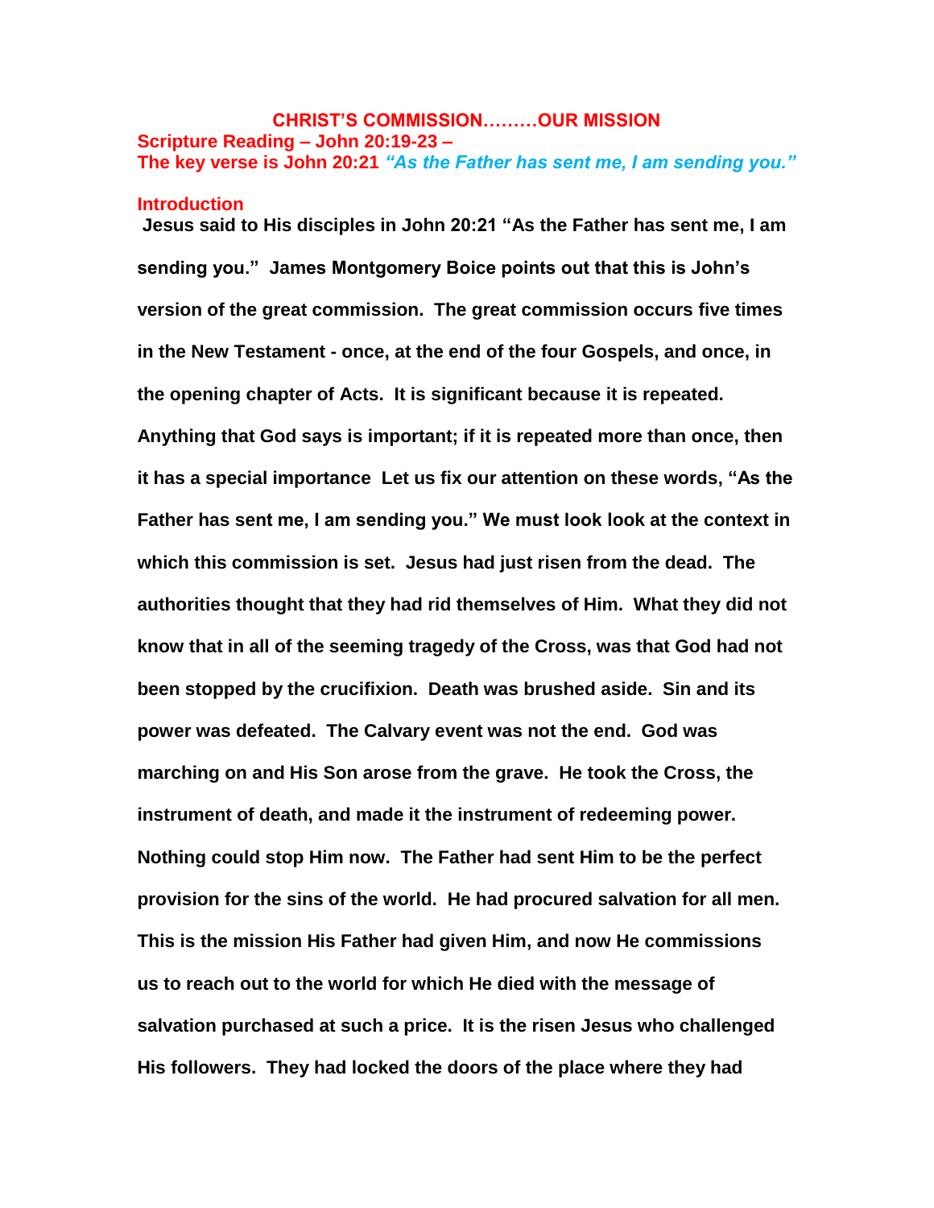# CHRIST'S COMMISSION………OUR MISSION

**Scripture Reading – John 20:19-23 –**

**The key verse is John 20:21** ***"As the Father has sent me, I am sending you."***

## Introduction

**Jesus said to His disciples in John 20:21 "As the Father has sent me, I am sending you." James Montgomery Boice points out that this is John's version of the great commission. The great commission occurs five times in the New Testament - once, at the end of the four Gospels, and once, in the opening chapter of Acts. It is significant because it is repeated. Anything that God says is important; if it is repeated more than once, then it has a special importance Let us fix our attention on these words, "As the Father has sent me, I am sending you." We must look look at the context in which this commission is set. Jesus had just risen from the dead. The authorities thought that they had rid themselves of Him. What they did not know that in all of the seeming tragedy of the Cross, was that God had not been stopped by the crucifixion. Death was brushed aside. Sin and its power was defeated. The Calvary event was not the end. God was marching on and His Son arose from the grave. He took the Cross, the instrument of death, and made it the instrument of redeeming power. Nothing could stop Him now. The Father had sent Him to be the perfect provision for the sins of the world. He had procured salvation for all men. This is the mission His Father had given Him, and now He commissions us to reach out to the world for which He died with the message of salvation purchased at such a price. It is the risen Jesus who challenged His followers. They had locked the doors of the place where they had**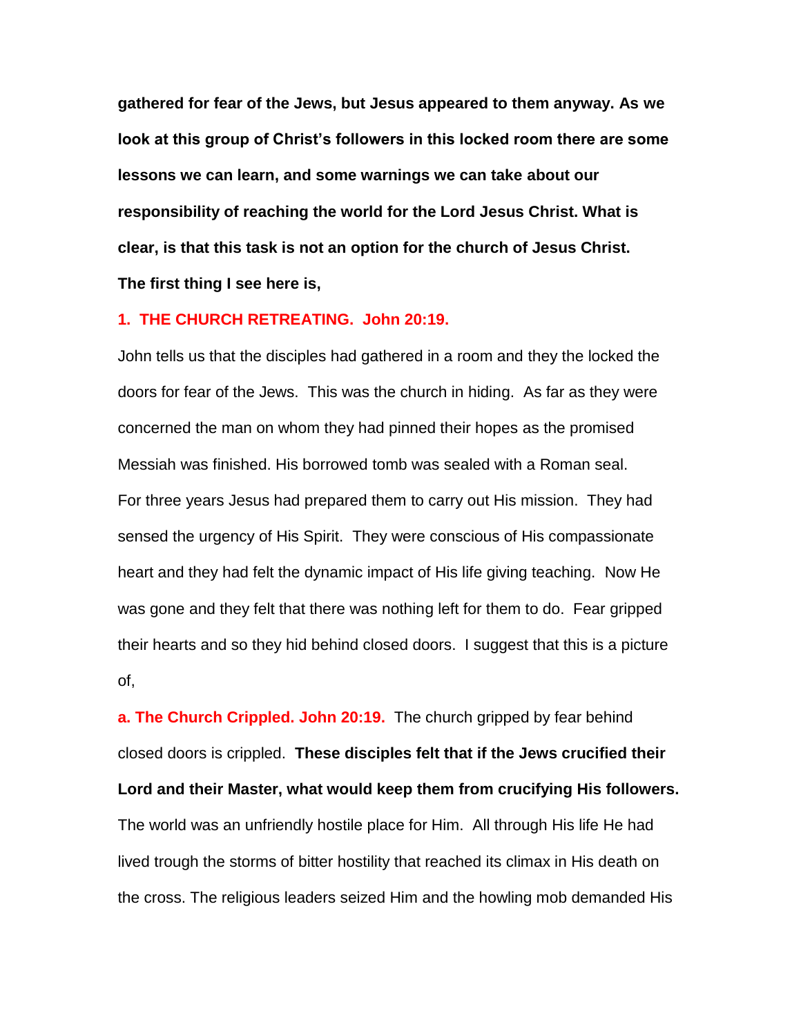**gathered for fear of the Jews, but Jesus appeared to them anyway. As we look at this group of Christ's followers in this locked room there are some lessons we can learn, and some warnings we can take about our responsibility of reaching the world for the Lord Jesus Christ. What is clear, is that this task is not an option for the church of Jesus Christ. The first thing I see here is,**

**1. THE CHURCH RETREATING. John 20:19.**

John tells us that the disciples had gathered in a room and they the locked the doors for fear of the Jews. This was the church in hiding. As far as they were concerned the man on whom they had pinned their hopes as the promised Messiah was finished. His borrowed tomb was sealed with a Roman seal. For three years Jesus had prepared them to carry out His mission. They had sensed the urgency of His Spirit. They were conscious of His compassionate heart and they had felt the dynamic impact of His life giving teaching. Now He was gone and they felt that there was nothing left for them to do. Fear gripped their hearts and so they hid behind closed doors. I suggest that this is a picture of,

**a. The Church Crippled. John 20:19.** The church gripped by fear behind closed doors is crippled. **These disciples felt that if the Jews crucified their Lord and their Master, what would keep them from crucifying His followers.** The world was an unfriendly hostile place for Him. All through His life He had lived trough the storms of bitter hostility that reached its climax in His death on the cross. The religious leaders seized Him and the howling mob demanded His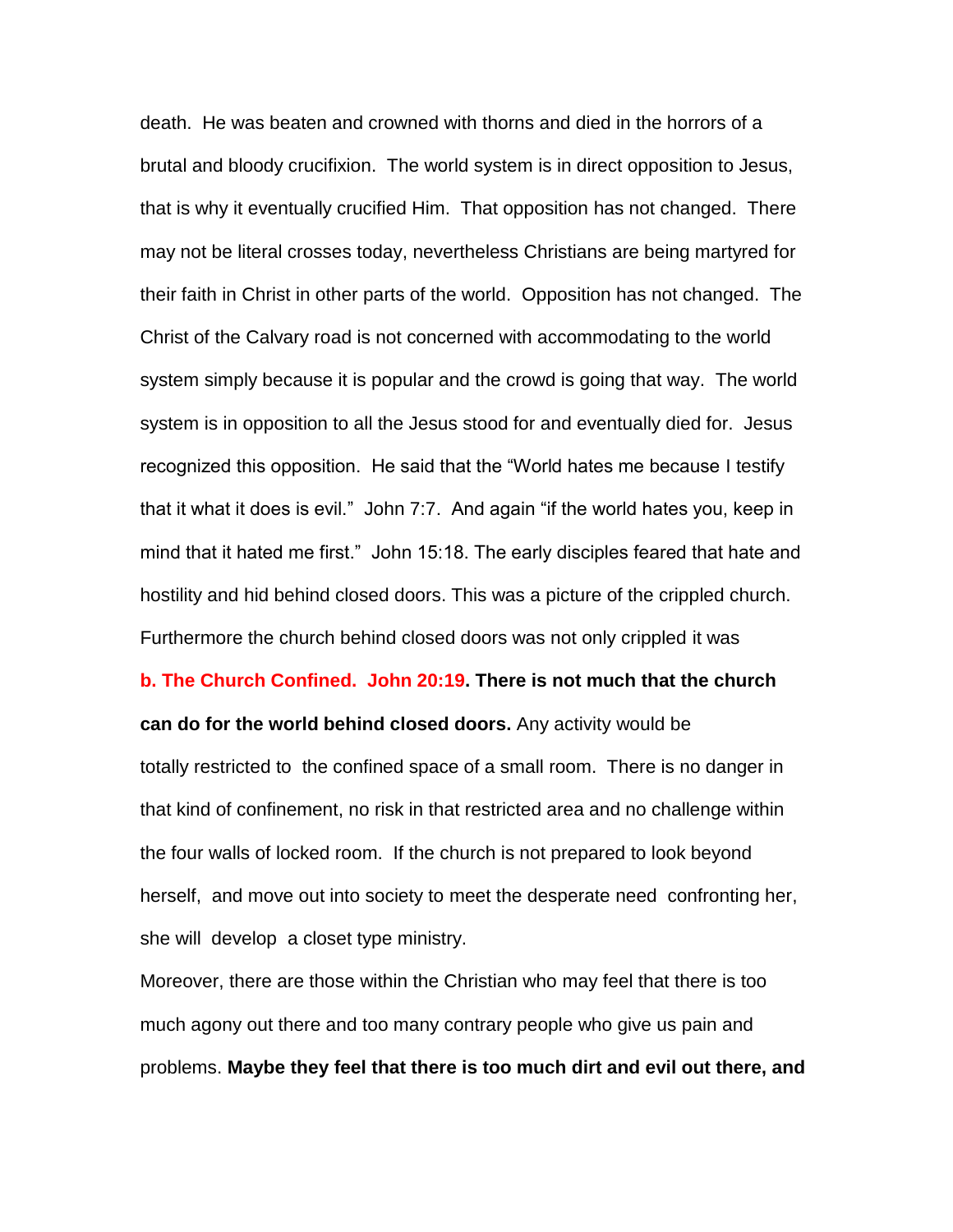death. He was beaten and crowned with thorns and died in the horrors of a brutal and bloody crucifixion. The world system is in direct opposition to Jesus, that is why it eventually crucified Him. That opposition has not changed. There may not be literal crosses today, nevertheless Christians are being martyred for their faith in Christ in other parts of the world. Opposition has not changed. The Christ of the Calvary road is not concerned with accommodating to the world system simply because it is popular and the crowd is going that way. The world system is in opposition to all the Jesus stood for and eventually died for. Jesus recognized this opposition. He said that the "World hates me because I testify that it what it does is evil." John 7:7. And again "if the world hates you, keep in mind that it hated me first." John 15:18. The early disciples feared that hate and hostility and hid behind closed doors. This was a picture of the crippled church. Furthermore the church behind closed doors was not only crippled it was

**b. The Church Confined. John 20:19. There is not much that the church can do for the world behind closed doors.** Any activity would be totally restricted to the confined space of a small room. There is no danger in that kind of confinement, no risk in that restricted area and no challenge within the four walls of locked room. If the church is not prepared to look beyond herself, and move out into society to meet the desperate need confronting her, she will develop a closet type ministry.

Moreover, there are those within the Christian who may feel that there is too much agony out there and too many contrary people who give us pain and problems. **Maybe they feel that there is too much dirt and evil out there, and**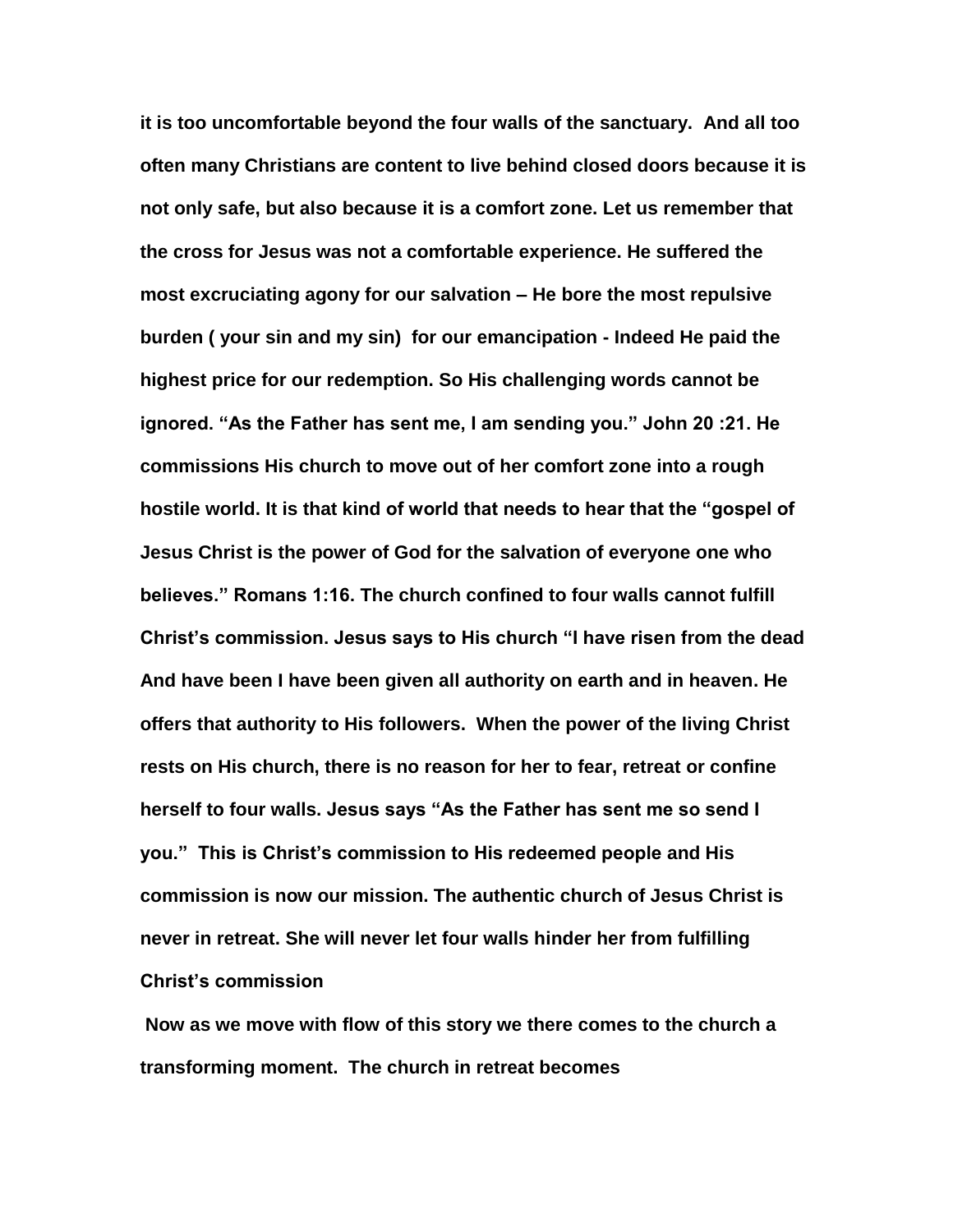**it is too uncomfortable beyond the four walls of the sanctuary. And all too often many Christians are content to live behind closed doors because it is not only safe, but also because it is a comfort zone. Let us remember that the cross for Jesus was not a comfortable experience. He suffered the most excruciating agony for our salvation – He bore the most repulsive burden ( your sin and my sin) for our emancipation - Indeed He paid the highest price for our redemption. So His challenging words cannot be ignored. "As the Father has sent me, I am sending you." John 20 :21. He commissions His church to move out of her comfort zone into a rough hostile world. It is that kind of world that needs to hear that the "gospel of Jesus Christ is the power of God for the salvation of everyone one who believes." Romans 1:16. The church confined to four walls cannot fulfill Christ's commission. Jesus says to His church "I have risen from the dead And have been I have been given all authority on earth and in heaven. He offers that authority to His followers. When the power of the living Christ rests on His church, there is no reason for her to fear, retreat or confine herself to four walls. Jesus says "As the Father has sent me so send I you." This is Christ's commission to His redeemed people and His commission is now our mission. The authentic church of Jesus Christ is never in retreat. She will never let four walls hinder her from fulfilling Christ's commission**

**Now as we move with flow of this story we there comes to the church a transforming moment. The church in retreat becomes**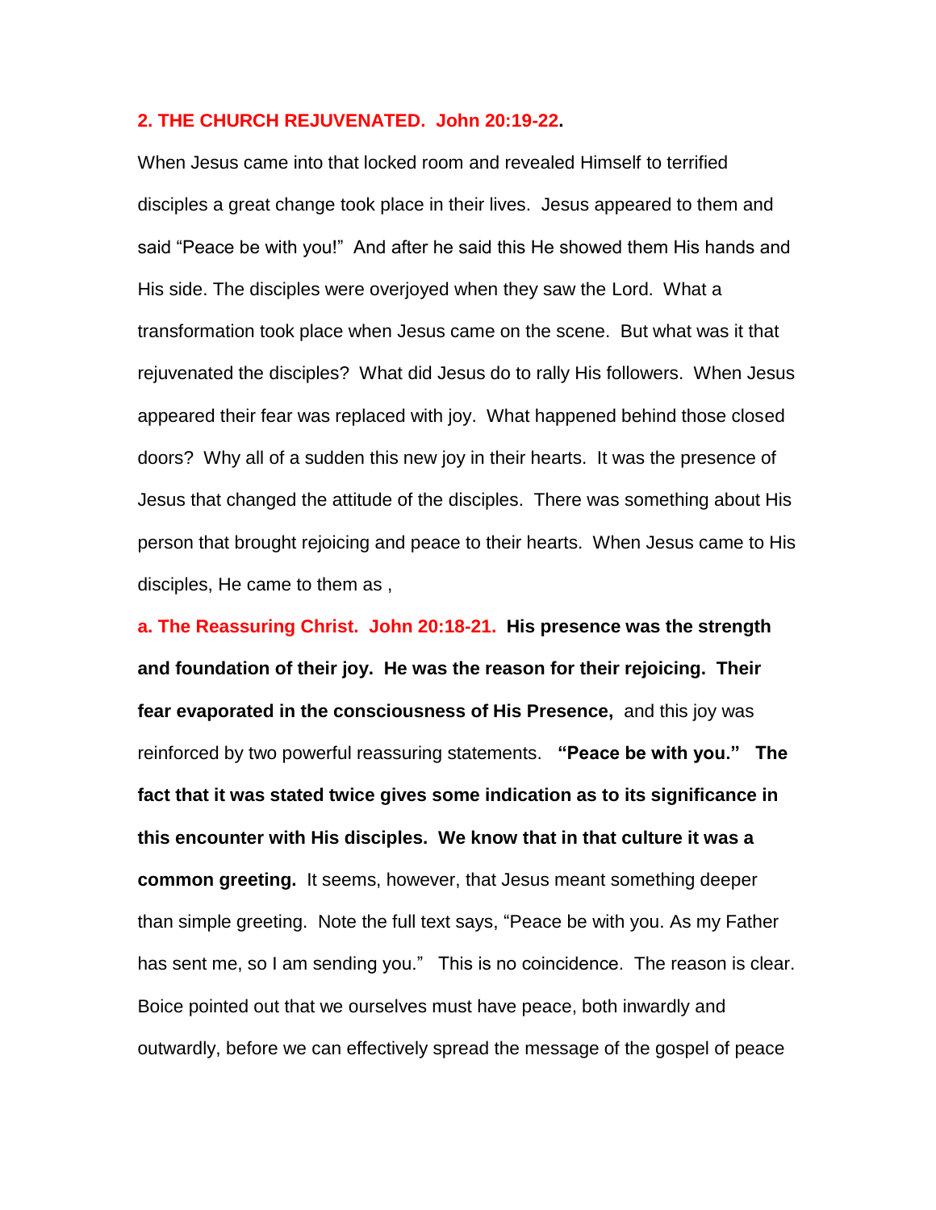## 2. THE CHURCH REJUVENATED. John 20:19-22.

When Jesus came into that locked room and revealed Himself to terrified disciples a great change took place in their lives. Jesus appeared to them and said "Peace be with you!" And after he said this He showed them His hands and His side. The disciples were overjoyed when they saw the Lord. What a transformation took place when Jesus came on the scene. But what was it that rejuvenated the disciples? What did Jesus do to rally His followers. When Jesus appeared their fear was replaced with joy. What happened behind those closed doors? Why all of a sudden this new joy in their hearts. It was the presence of Jesus that changed the attitude of the disciples. There was something about His person that brought rejoicing and peace to their hearts. When Jesus came to His disciples, He came to them as ,

**a. The Reassuring Christ. John 20:18-21. His presence was the strength and foundation of their joy. He was the reason for their rejoicing. Their fear evaporated in the consciousness of His Presence,** and this joy was reinforced by two powerful reassuring statements. **"Peace be with you." The fact that it was stated twice gives some indication as to its significance in this encounter with His disciples. We know that in that culture it was a common greeting.** It seems, however, that Jesus meant something deeper than simple greeting. Note the full text says, "Peace be with you. As my Father has sent me, so I am sending you." This is no coincidence. The reason is clear. Boice pointed out that we ourselves must have peace, both inwardly and outwardly, before we can effectively spread the message of the gospel of peace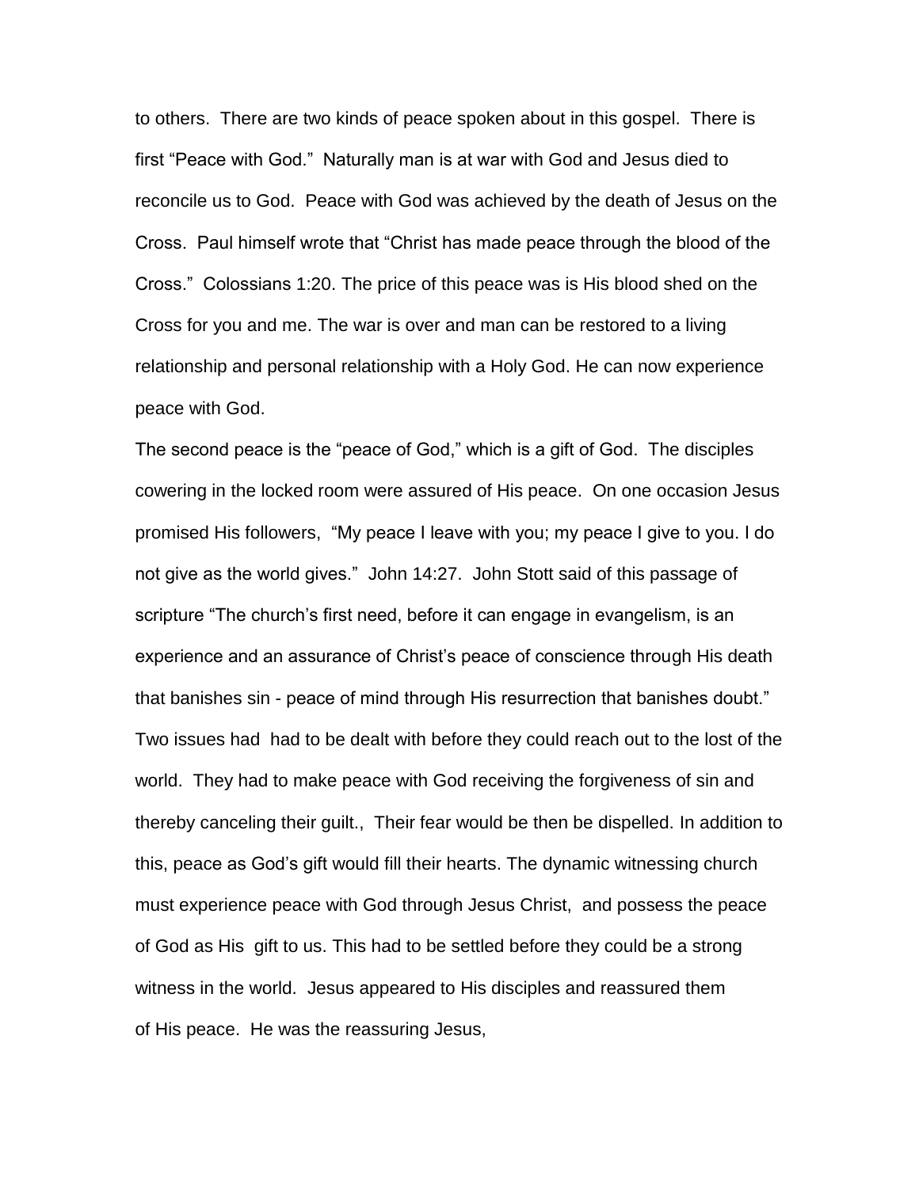to others. There are two kinds of peace spoken about in this gospel. There is first "Peace with God." Naturally man is at war with God and Jesus died to reconcile us to God. Peace with God was achieved by the death of Jesus on the Cross. Paul himself wrote that "Christ has made peace through the blood of the Cross." Colossians 1:20. The price of this peace was is His blood shed on the Cross for you and me. The war is over and man can be restored to a living relationship and personal relationship with a Holy God. He can now experience peace with God.

The second peace is the "peace of God," which is a gift of God. The disciples cowering in the locked room were assured of His peace. On one occasion Jesus promised His followers, "My peace I leave with you; my peace I give to you. I do not give as the world gives." John 14:27. John Stott said of this passage of scripture "The church's first need, before it can engage in evangelism, is an experience and an assurance of Christ's peace of conscience through His death that banishes sin - peace of mind through His resurrection that banishes doubt." Two issues had had to be dealt with before they could reach out to the lost of the world. They had to make peace with God receiving the forgiveness of sin and thereby canceling their guilt., Their fear would be then be dispelled. In addition to this, peace as God's gift would fill their hearts. The dynamic witnessing church must experience peace with God through Jesus Christ, and possess the peace of God as His gift to us. This had to be settled before they could be a strong witness in the world. Jesus appeared to His disciples and reassured them of His peace. He was the reassuring Jesus,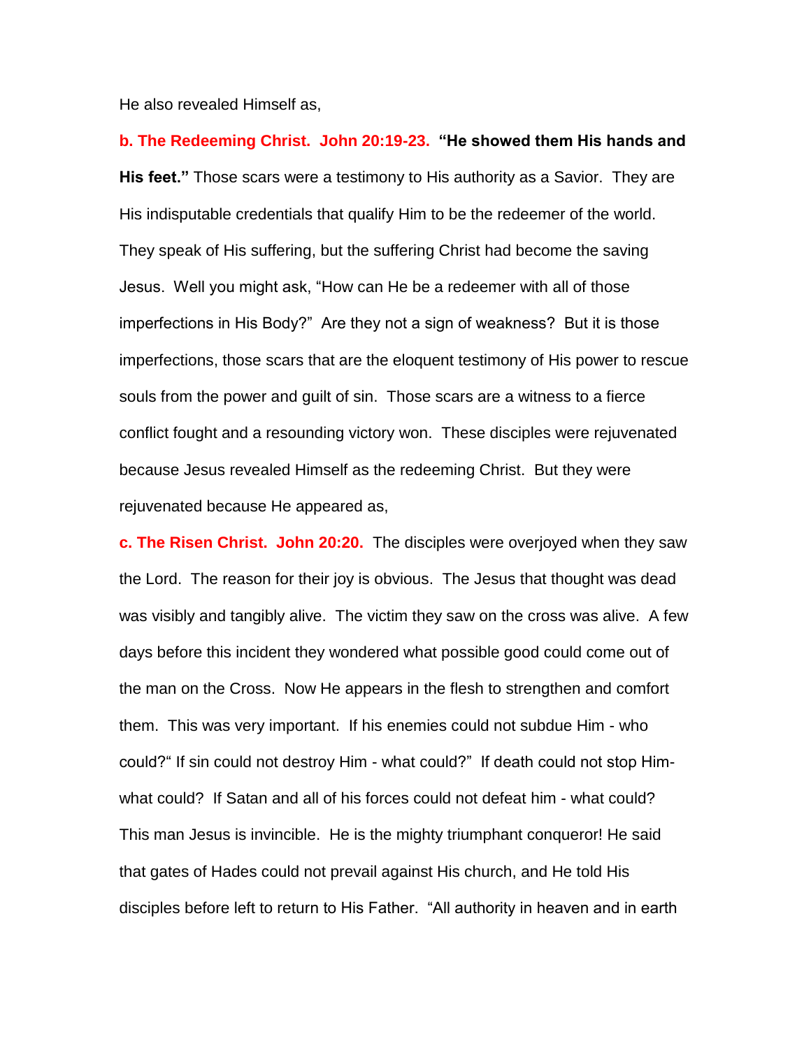He also revealed Himself as,

**b. The Redeeming Christ. John 20:19-23. "He showed them His hands and His feet."** Those scars were a testimony to His authority as a Savior. They are His indisputable credentials that qualify Him to be the redeemer of the world. They speak of His suffering, but the suffering Christ had become the saving Jesus. Well you might ask, "How can He be a redeemer with all of those imperfections in His Body?" Are they not a sign of weakness? But it is those imperfections, those scars that are the eloquent testimony of His power to rescue souls from the power and guilt of sin. Those scars are a witness to a fierce conflict fought and a resounding victory won. These disciples were rejuvenated because Jesus revealed Himself as the redeeming Christ. But they were rejuvenated because He appeared as,

**c. The Risen Christ. John 20:20.** The disciples were overjoyed when they saw the Lord. The reason for their joy is obvious. The Jesus that thought was dead was visibly and tangibly alive. The victim they saw on the cross was alive. A few days before this incident they wondered what possible good could come out of the man on the Cross. Now He appears in the flesh to strengthen and comfort them. This was very important. If his enemies could not subdue Him - who could?" If sin could not destroy Him - what could?" If death could not stop Him- what could? If Satan and all of his forces could not defeat him - what could? This man Jesus is invincible. He is the mighty triumphant conqueror! He said that gates of Hades could not prevail against His church, and He told His disciples before left to return to His Father. "All authority in heaven and in earth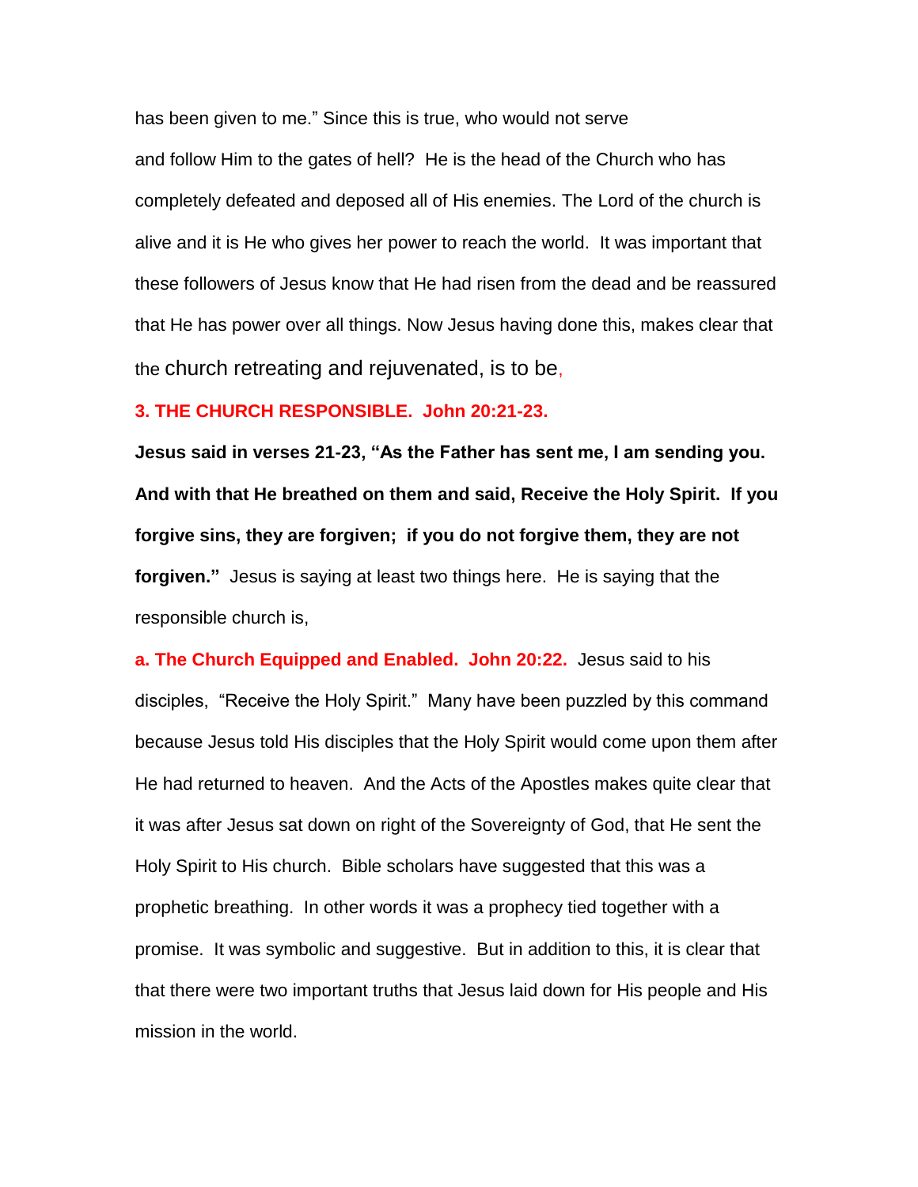has been given to me." Since this is true, who would not serve and follow Him to the gates of hell? He is the head of the Church who has completely defeated and deposed all of His enemies. The Lord of the church is alive and it is He who gives her power to reach the world. It was important that these followers of Jesus know that He had risen from the dead and be reassured that He has power over all things. Now Jesus having done this, makes clear that the church retreating and rejuvenated, is to be,

**3. THE CHURCH RESPONSIBLE. John 20:21-23.**

**Jesus said in verses 21-23, "As the Father has sent me, I am sending you. And with that He breathed on them and said, Receive the Holy Spirit. If you forgive sins, they are forgiven; if you do not forgive them, they are not forgiven."** Jesus is saying at least two things here. He is saying that the responsible church is,

**a. The Church Equipped and Enabled. John 20:22.** Jesus said to his disciples, "Receive the Holy Spirit." Many have been puzzled by this command because Jesus told His disciples that the Holy Spirit would come upon them after He had returned to heaven. And the Acts of the Apostles makes quite clear that it was after Jesus sat down on right of the Sovereignty of God, that He sent the Holy Spirit to His church. Bible scholars have suggested that this was a prophetic breathing. In other words it was a prophecy tied together with a promise. It was symbolic and suggestive. But in addition to this, it is clear that that there were two important truths that Jesus laid down for His people and His mission in the world.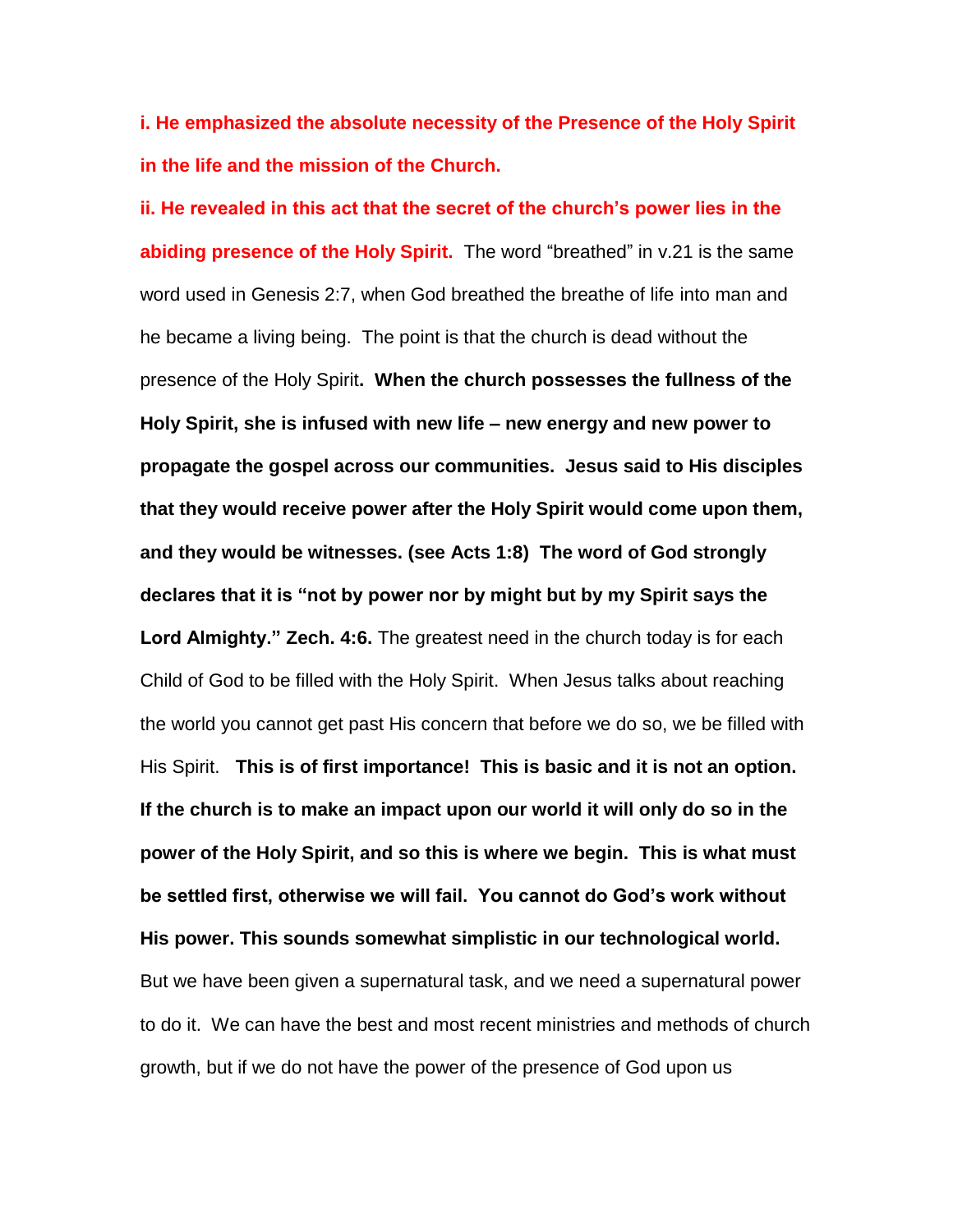**i. He emphasized the absolute necessity of the Presence of the Holy Spirit in the life and the mission of the Church.**

**ii. He revealed in this act that the secret of the church's power lies in the abiding presence of the Holy Spirit.** The word "breathed" in v.21 is the same word used in Genesis 2:7, when God breathed the breathe of life into man and he became a living being. The point is that the church is dead without the presence of the Holy Spirit**. When the church possesses the fullness of the Holy Spirit, she is infused with new life – new energy and new power to propagate the gospel across our communities. Jesus said to His disciples that they would receive power after the Holy Spirit would come upon them, and they would be witnesses. (see Acts 1:8) The word of God strongly declares that it is "not by power nor by might but by my Spirit says the Lord Almighty." Zech. 4:6.** The greatest need in the church today is for each Child of God to be filled with the Holy Spirit. When Jesus talks about reaching the world you cannot get past His concern that before we do so, we be filled with His Spirit. **This is of first importance! This is basic and it is not an option. If the church is to make an impact upon our world it will only do so in the power of the Holy Spirit, and so this is where we begin. This is what must be settled first, otherwise we will fail. You cannot do God's work without His power. This sounds somewhat simplistic in our technological world.** But we have been given a supernatural task, and we need a supernatural power to do it. We can have the best and most recent ministries and methods of church growth, but if we do not have the power of the presence of God upon us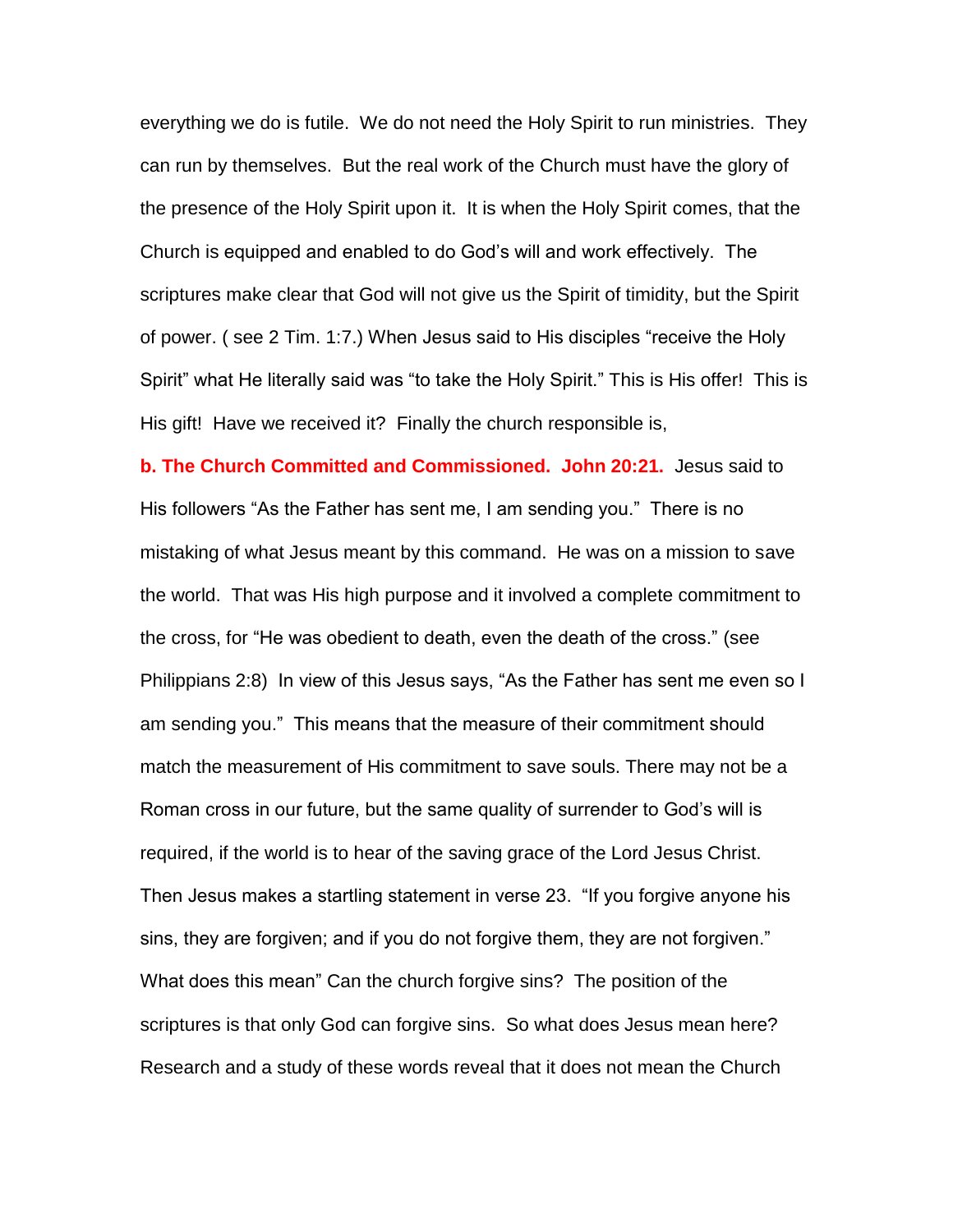everything we do is futile. We do not need the Holy Spirit to run ministries. They can run by themselves. But the real work of the Church must have the glory of the presence of the Holy Spirit upon it. It is when the Holy Spirit comes, that the Church is equipped and enabled to do God's will and work effectively. The scriptures make clear that God will not give us the Spirit of timidity, but the Spirit of power. ( see 2 Tim. 1:7.) When Jesus said to His disciples "receive the Holy Spirit" what He literally said was "to take the Holy Spirit." This is His offer! This is His gift! Have we received it? Finally the church responsible is,

**b. The Church Committed and Commissioned. John 20:21.** Jesus said to His followers "As the Father has sent me, I am sending you." There is no mistaking of what Jesus meant by this command. He was on a mission to save the world. That was His high purpose and it involved a complete commitment to the cross, for "He was obedient to death, even the death of the cross." (see Philippians 2:8) In view of this Jesus says, "As the Father has sent me even so I am sending you." This means that the measure of their commitment should match the measurement of His commitment to save souls. There may not be a Roman cross in our future, but the same quality of surrender to God's will is required, if the world is to hear of the saving grace of the Lord Jesus Christ. Then Jesus makes a startling statement in verse 23. "If you forgive anyone his sins, they are forgiven; and if you do not forgive them, they are not forgiven." What does this mean" Can the church forgive sins? The position of the scriptures is that only God can forgive sins. So what does Jesus mean here? Research and a study of these words reveal that it does not mean the Church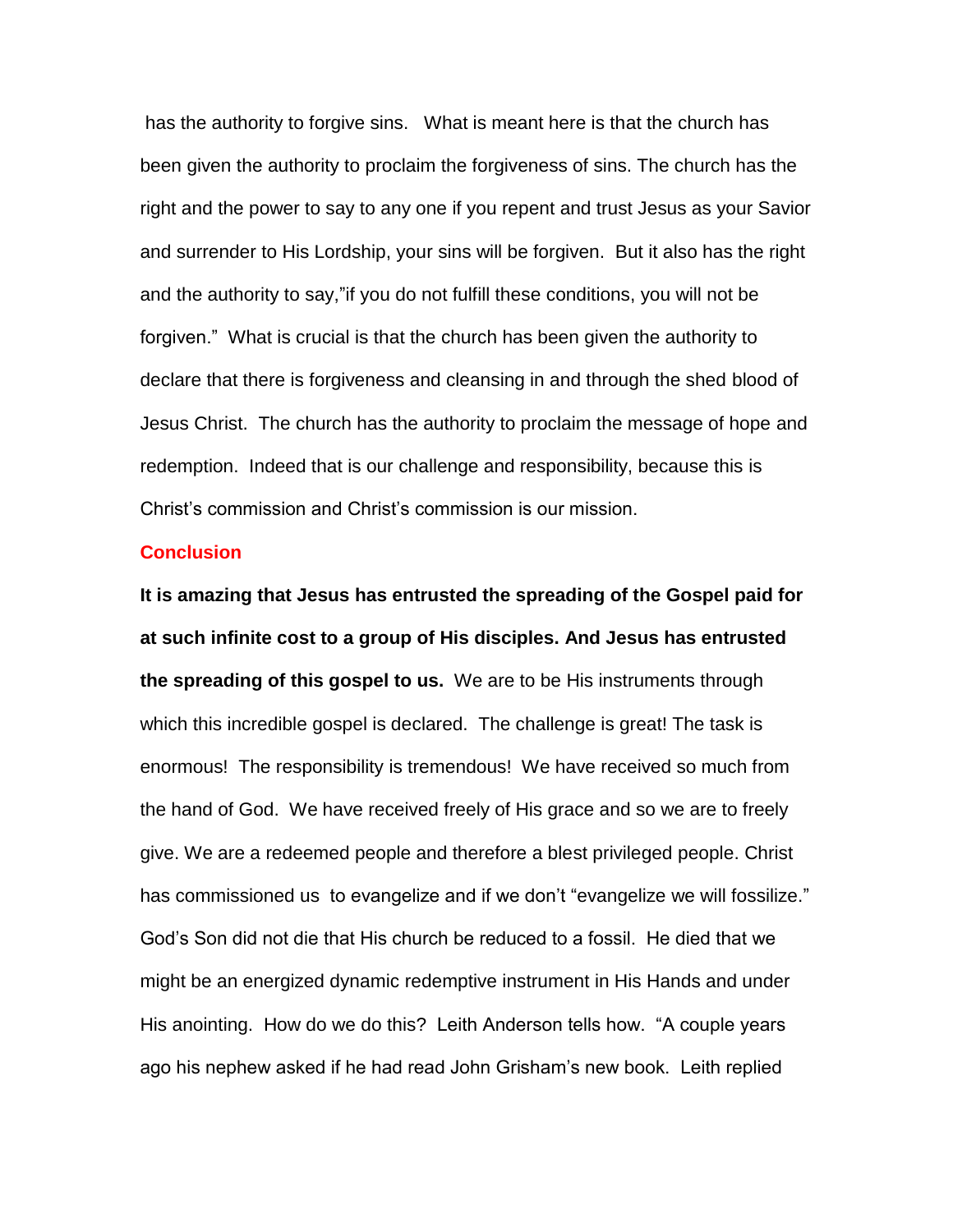has the authority to forgive sins. What is meant here is that the church has been given the authority to proclaim the forgiveness of sins. The church has the right and the power to say to any one if you repent and trust Jesus as your Savior and surrender to His Lordship, your sins will be forgiven. But it also has the right and the authority to say,"if you do not fulfill these conditions, you will not be forgiven." What is crucial is that the church has been given the authority to declare that there is forgiveness and cleansing in and through the shed blood of Jesus Christ. The church has the authority to proclaim the message of hope and redemption. Indeed that is our challenge and responsibility, because this is Christ's commission and Christ's commission is our mission.

## Conclusion

**It is amazing that Jesus has entrusted the spreading of the Gospel paid for at such infinite cost to a group of His disciples. And Jesus has entrusted the spreading of this gospel to us.** We are to be His instruments through which this incredible gospel is declared. The challenge is great! The task is enormous! The responsibility is tremendous! We have received so much from the hand of God. We have received freely of His grace and so we are to freely give. We are a redeemed people and therefore a blest privileged people. Christ has commissioned us to evangelize and if we don't "evangelize we will fossilize." God's Son did not die that His church be reduced to a fossil. He died that we might be an energized dynamic redemptive instrument in His Hands and under His anointing. How do we do this? Leith Anderson tells how. "A couple years ago his nephew asked if he had read John Grisham's new book. Leith replied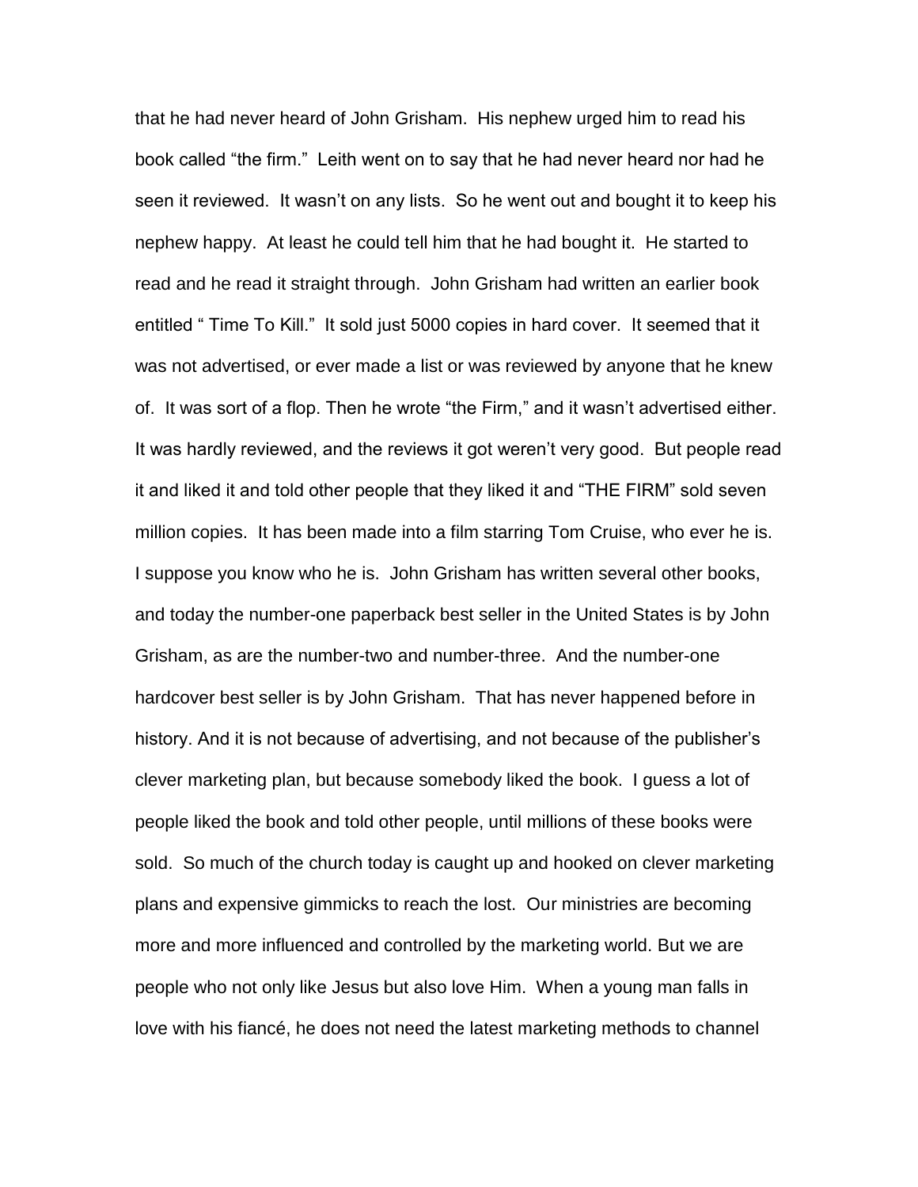that he had never heard of John Grisham. His nephew urged him to read his book called "the firm." Leith went on to say that he had never heard nor had he seen it reviewed. It wasn't on any lists. So he went out and bought it to keep his nephew happy. At least he could tell him that he had bought it. He started to read and he read it straight through. John Grisham had written an earlier book entitled " Time To Kill." It sold just 5000 copies in hard cover. It seemed that it was not advertised, or ever made a list or was reviewed by anyone that he knew of. It was sort of a flop. Then he wrote "the Firm," and it wasn't advertised either. It was hardly reviewed, and the reviews it got weren't very good. But people read it and liked it and told other people that they liked it and "THE FIRM" sold seven million copies. It has been made into a film starring Tom Cruise, who ever he is. I suppose you know who he is. John Grisham has written several other books, and today the number-one paperback best seller in the United States is by John Grisham, as are the number-two and number-three. And the number-one hardcover best seller is by John Grisham. That has never happened before in history. And it is not because of advertising, and not because of the publisher's clever marketing plan, but because somebody liked the book. I guess a lot of people liked the book and told other people, until millions of these books were sold. So much of the church today is caught up and hooked on clever marketing plans and expensive gimmicks to reach the lost. Our ministries are becoming more and more influenced and controlled by the marketing world. But we are people who not only like Jesus but also love Him. When a young man falls in love with his fiancé, he does not need the latest marketing methods to channel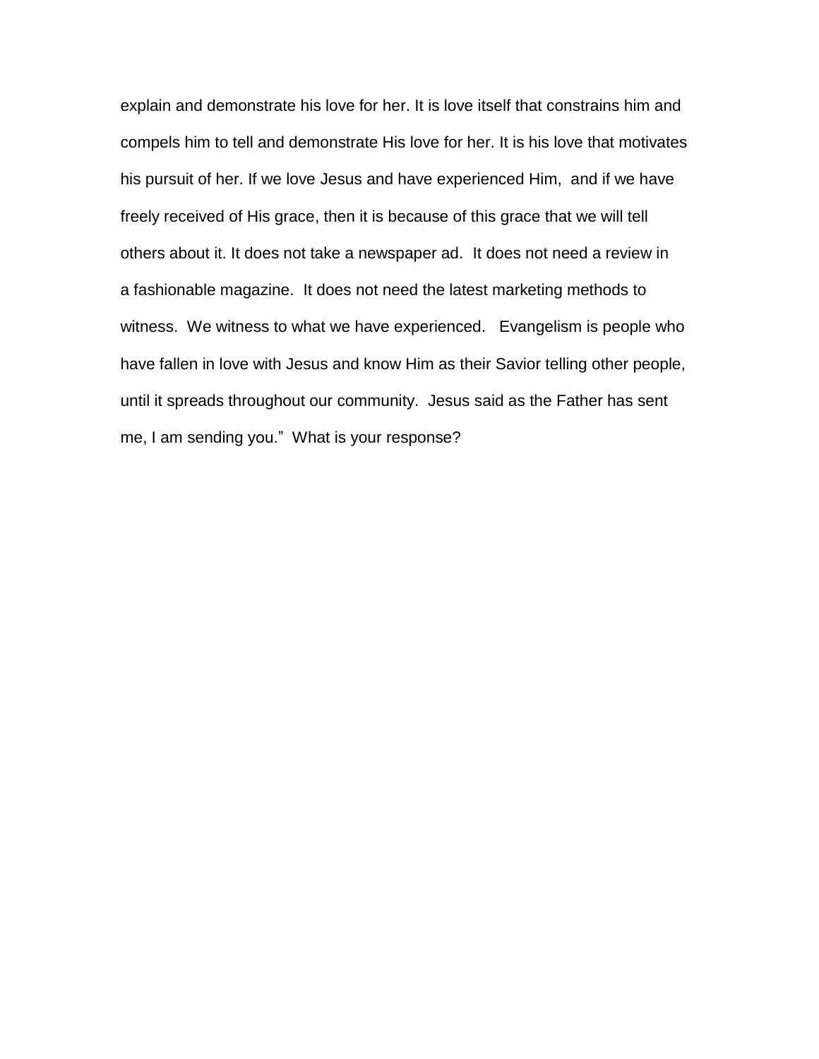explain and demonstrate his love for her. It is love itself that constrains him and compels him to tell and demonstrate His love for her. It is his love that motivates his pursuit of her. If we love Jesus and have experienced Him, and if we have freely received of His grace, then it is because of this grace that we will tell others about it. It does not take a newspaper ad. It does not need a review in a fashionable magazine. It does not need the latest marketing methods to witness. We witness to what we have experienced. Evangelism is people who have fallen in love with Jesus and know Him as their Savior telling other people, until it spreads throughout our community. Jesus said as the Father has sent me, I am sending you." What is your response?